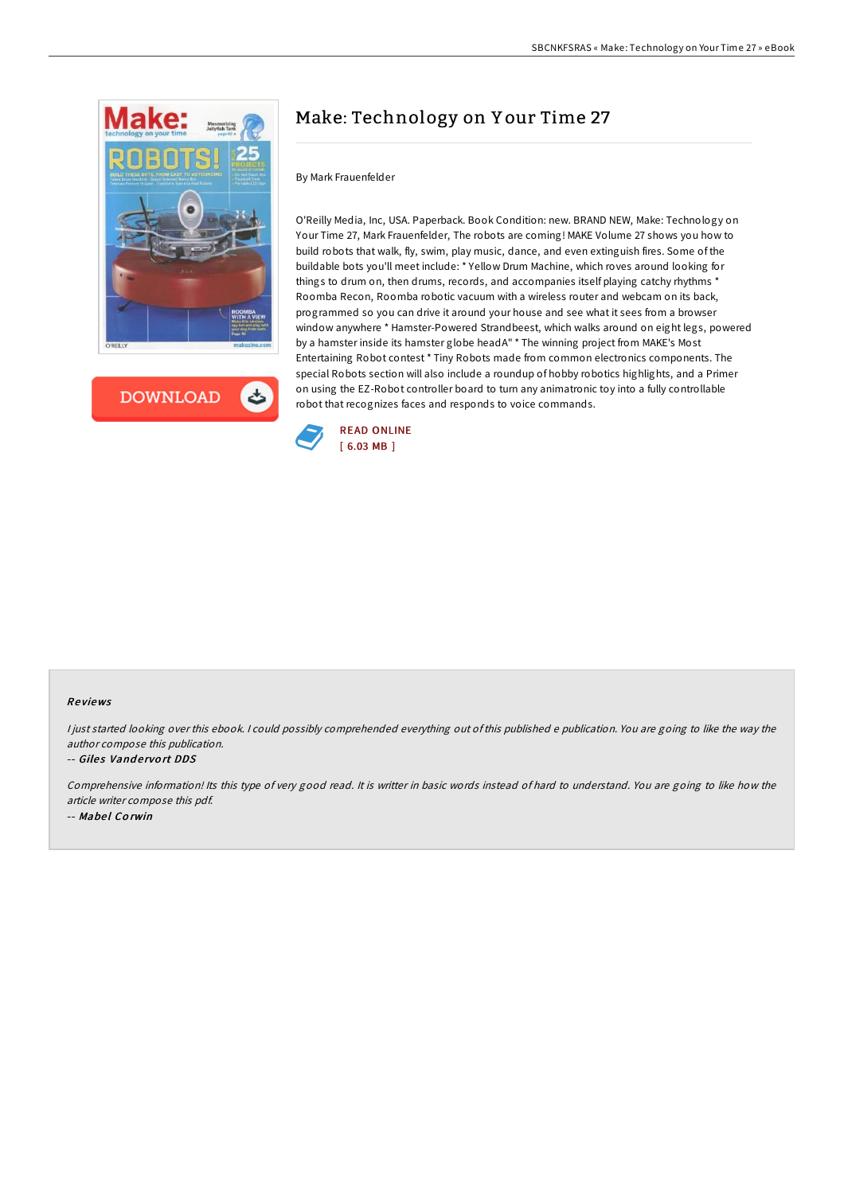# Make: Technology on Your Time 27

By Mark Frauenfelder

O'Reilly Media, Inc, USA. Paperback. Book Condition: new. BRAND NEW, Make: Technology on Your Time 27, Mark Frauenfelder, The robots are coming! MAKE Volume 27 shows you how to build robots that walk, fly, swim, play music, dance, and even extinguish fires. Some of the buildable bots you'll meet include: * Yellow Drum Machine, which roves around looking for things to drum on, then drums, records, and accompanies itself playing catchy rhythms * Roomba Recon, Roomba robotic vacuum with a wireless router and webcam on its back, programmed so you can drive it around your house and see what it sees from a browser window anywhere * Hamster-Powered Strandbeest, which walks around on eight legs, powered by a hamster inside its hamster globe headA" * The winning project from MAKE's Most Entertaining Robot contest * Tiny Robots made from common electronics components. The special Robots section will also include a roundup of hobby robotics highlights, and a Primer on using the EZ-Robot controller board to turn any animatronic toy into a fully controllable robot that recognizes faces and responds to voice commands.

READ ONLINE
[ 6.03 MB ]

### Reviews

*I just started looking over this ebook. I could possibly comprehended everything out of this published e publication. You are going to like the way the author compose this publication.*

-- ***Giles Vandervort DDS***

*Comprehensive information! Its this type of very good read. It is writter in basic words instead of hard to understand. You are going to like how the article writer compose this pdf.*

-- ***Mabel Corwin***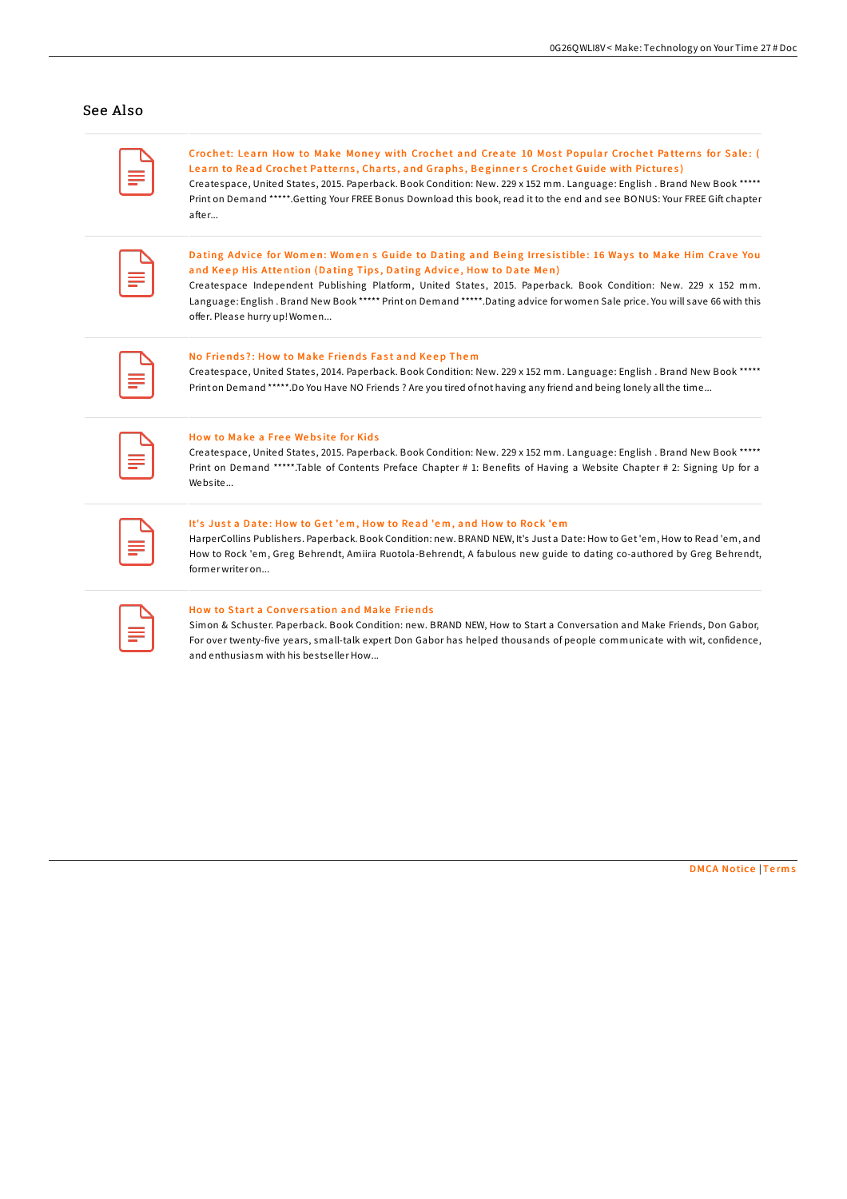## See Also

**Crochet: Learn How to Make Money with Crochet and Create 10 Most Popular Crochet Patterns for Sale: ( Learn to Read Crochet Patterns, Charts, and Graphs, Beginner s Crochet Guide with Pictures)**

Createspace, United States, 2015. Paperback. Book Condition: New. 229 x 152 mm. Language: English . Brand New Book ***** Print on Demand *****.Getting Your FREE Bonus Download this book, read it to the end and see BONUS: Your FREE Gift chapter after...

**Dating Advice for Women: Women s Guide to Dating and Being Irresistible: 16 Ways to Make Him Crave You and Keep His Attention (Dating Tips, Dating Advice, How to Date Men)**

Createspace Independent Publishing Platform, United States, 2015. Paperback. Book Condition: New. 229 x 152 mm. Language: English . Brand New Book ***** Print on Demand *****.Dating advice for women Sale price. You will save 66 with this offer. Please hurry up! Women...

**No Friends?: How to Make Friends Fast and Keep Them**

Createspace, United States, 2014. Paperback. Book Condition: New. 229 x 152 mm. Language: English . Brand New Book ***** Print on Demand *****.Do You Have NO Friends ? Are you tired of not having any friend and being lonely all the time...

**How to Make a Free Website for Kids**

Createspace, United States, 2015. Paperback. Book Condition: New. 229 x 152 mm. Language: English . Brand New Book ***** Print on Demand *****.Table of Contents Preface Chapter # 1: Benefits of Having a Website Chapter # 2: Signing Up for a Website...

**It's Just a Date: How to Get 'em, How to Read 'em, and How to Rock 'em**

HarperCollins Publishers. Paperback. Book Condition: new. BRAND NEW, It's Just a Date: How to Get 'em, How to Read 'em, and How to Rock 'em, Greg Behrendt, Amiira Ruotola-Behrendt, A fabulous new guide to dating co-authored by Greg Behrendt, former writer on...

**How to Start a Conversation and Make Friends**

Simon & Schuster. Paperback. Book Condition: new. BRAND NEW, How to Start a Conversation and Make Friends, Don Gabor, For over twenty-five years, small-talk expert Don Gabor has helped thousands of people communicate with wit, confidence, and enthusiasm with his bestseller How...